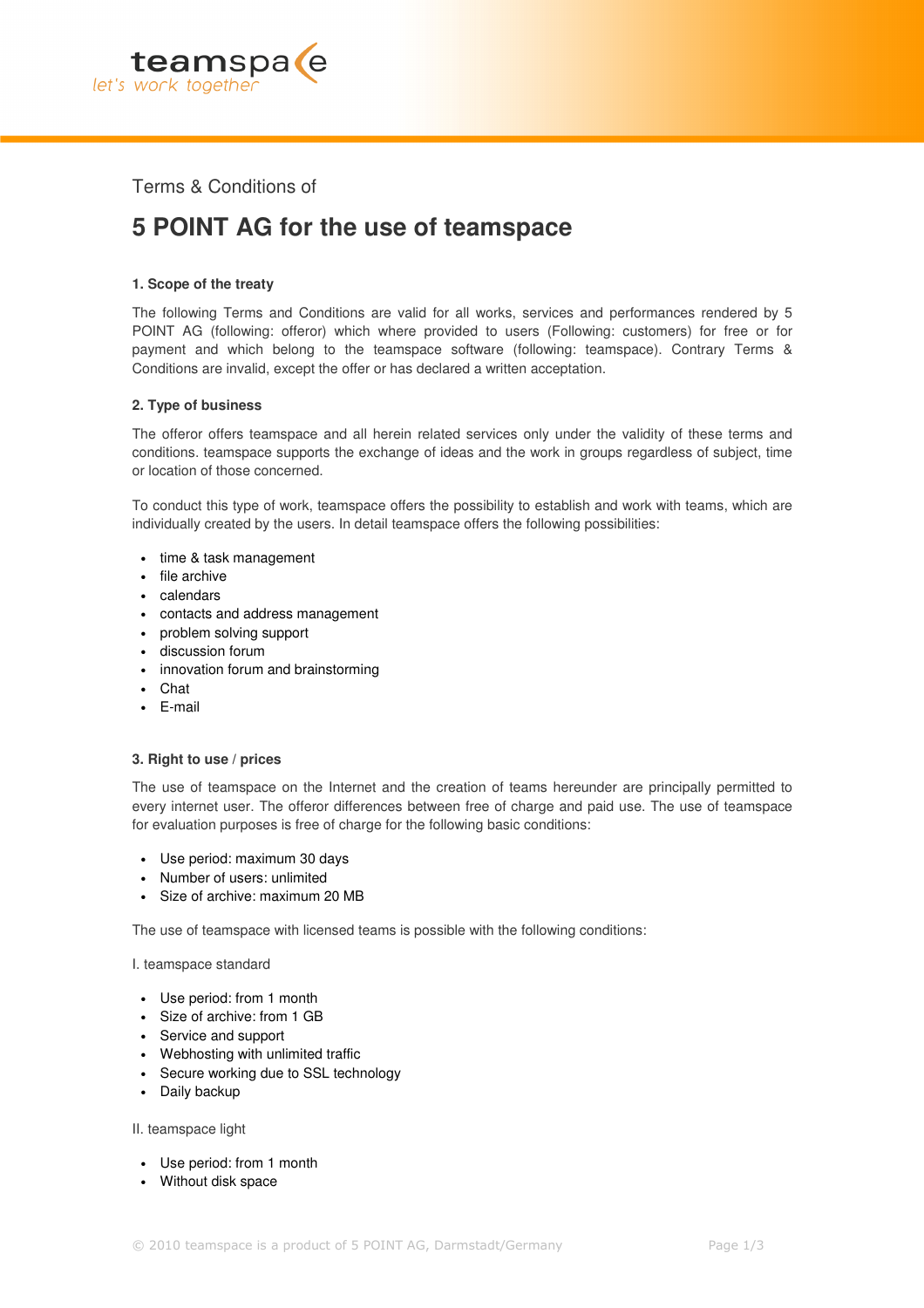teamspace
let's work together

Terms & Conditions of

# 5 POINT AG for the use of teamspace

### 1. Scope of the treaty

The following Terms and Conditions are valid for all works, services and performances rendered by 5 POINT AG (following: offeror) which where provided to users (Following: customers) for free or for payment and which belong to the teamspace software (following: teamspace). Contrary Terms & Conditions are invalid, except the offer or has declared a written acceptation.

### 2. Type of business

The offeror offers teamspace and all herein related services only under the validity of these terms and conditions. teamspace supports the exchange of ideas and the work in groups regardless of subject, time or location of those concerned.

To conduct this type of work, teamspace offers the possibility to establish and work with teams, which are individually created by the users. In detail teamspace offers the following possibilities:

- time & task management
- file archive
- calendars
- contacts and address management
- problem solving support
- discussion forum
- innovation forum and brainstorming
- Chat
- E-mail

### 3. Right to use / prices

The use of teamspace on the Internet and the creation of teams hereunder are principally permitted to every internet user. The offeror differences between free of charge and paid use. The use of teamspace for evaluation purposes is free of charge for the following basic conditions:

- Use period: maximum 30 days
- Number of users: unlimited
- Size of archive: maximum 20 MB

The use of teamspace with licensed teams is possible with the following conditions:

I. teamspace standard

- Use period: from 1 month
- Size of archive: from 1 GB
- Service and support
- Webhosting with unlimited traffic
- Secure working due to SSL technology
- Daily backup

II. teamspace light

- Use period: from 1 month
- Without disk space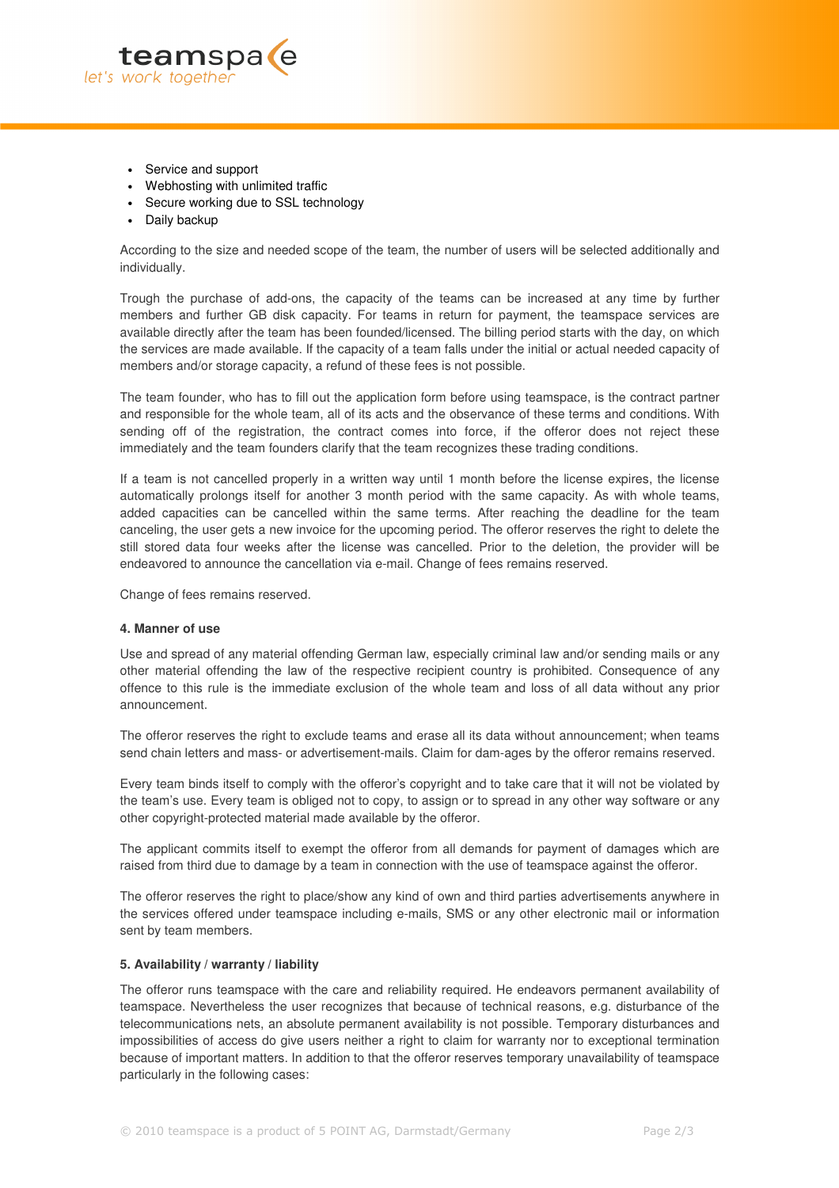- Service and support
- Webhosting with unlimited traffic
- Secure working due to SSL technology
- Daily backup

According to the size and needed scope of the team, the number of users will be selected additionally and individually.

Trough the purchase of add-ons, the capacity of the teams can be increased at any time by further members and further GB disk capacity. For teams in return for payment, the teamspace services are available directly after the team has been founded/licensed. The billing period starts with the day, on which the services are made available. If the capacity of a team falls under the initial or actual needed capacity of members and/or storage capacity, a refund of these fees is not possible.

The team founder, who has to fill out the application form before using teamspace, is the contract partner and responsible for the whole team, all of its acts and the observance of these terms and conditions. With sending off of the registration, the contract comes into force, if the offeror does not reject these immediately and the team founders clarify that the team recognizes these trading conditions.

If a team is not cancelled properly in a written way until 1 month before the license expires, the license automatically prolongs itself for another 3 month period with the same capacity. As with whole teams, added capacities can be cancelled within the same terms. After reaching the deadline for the team canceling, the user gets a new invoice for the upcoming period. The offeror reserves the right to delete the still stored data four weeks after the license was cancelled. Prior to the deletion, the provider will be endeavored to announce the cancellation via e-mail. Change of fees remains reserved.

Change of fees remains reserved.

#### 4. Manner of use

Use and spread of any material offending German law, especially criminal law and/or sending mails or any other material offending the law of the respective recipient country is prohibited. Consequence of any offence to this rule is the immediate exclusion of the whole team and loss of all data without any prior announcement.

The offeror reserves the right to exclude teams and erase all its data without announcement; when teams send chain letters and mass- or advertisement-mails. Claim for dam-ages by the offeror remains reserved.

Every team binds itself to comply with the offeror's copyright and to take care that it will not be violated by the team's use. Every team is obliged not to copy, to assign or to spread in any other way software or any other copyright-protected material made available by the offeror.

The applicant commits itself to exempt the offeror from all demands for payment of damages which are raised from third due to damage by a team in connection with the use of teamspace against the offeror.

The offeror reserves the right to place/show any kind of own and third parties advertisements anywhere in the services offered under teamspace including e-mails, SMS or any other electronic mail or information sent by team members.

#### 5. Availability / warranty / liability

The offeror runs teamspace with the care and reliability required. He endeavors permanent availability of teamspace. Nevertheless the user recognizes that because of technical reasons, e.g. disturbance of the telecommunications nets, an absolute permanent availability is not possible. Temporary disturbances and impossibilities of access do give users neither a right to claim for warranty nor to exceptional termination because of important matters. In addition to that the offeror reserves temporary unavailability of teamspace particularly in the following cases: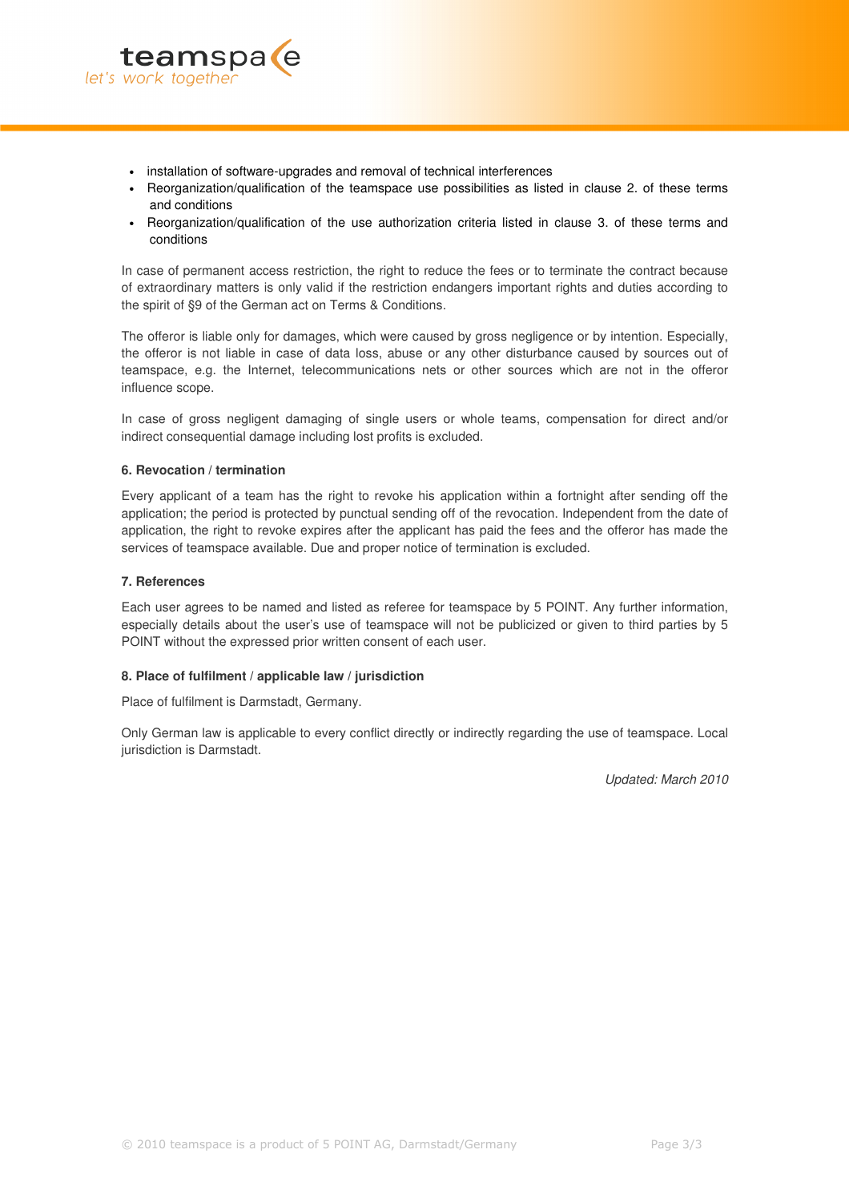- installation of software-upgrades and removal of technical interferences
- Reorganization/qualification of the teamspace use possibilities as listed in clause 2. of these terms and conditions
- Reorganization/qualification of the use authorization criteria listed in clause 3. of these terms and conditions

In case of permanent access restriction, the right to reduce the fees or to terminate the contract because of extraordinary matters is only valid if the restriction endangers important rights and duties according to the spirit of §9 of the German act on Terms & Conditions.

The offeror is liable only for damages, which were caused by gross negligence or by intention. Especially, the offeror is not liable in case of data loss, abuse or any other disturbance caused by sources out of teamspace, e.g. the Internet, telecommunications nets or other sources which are not in the offeror influence scope.

In case of gross negligent damaging of single users or whole teams, compensation for direct and/or indirect consequential damage including lost profits is excluded.

#### 6. Revocation / termination

Every applicant of a team has the right to revoke his application within a fortnight after sending off the application; the period is protected by punctual sending off of the revocation. Independent from the date of application, the right to revoke expires after the applicant has paid the fees and the offeror has made the services of teamspace available. Due and proper notice of termination is excluded.

#### 7. References

Each user agrees to be named and listed as referee for teamspace by 5 POINT. Any further information, especially details about the user's use of teamspace will not be publicized or given to third parties by 5 POINT without the expressed prior written consent of each user.

#### 8. Place of fulfilment / applicable law / jurisdiction

Place of fulfilment is Darmstadt, Germany.

Only German law is applicable to every conflict directly or indirectly regarding the use of teamspace. Local jurisdiction is Darmstadt.

*Updated: March 2010*